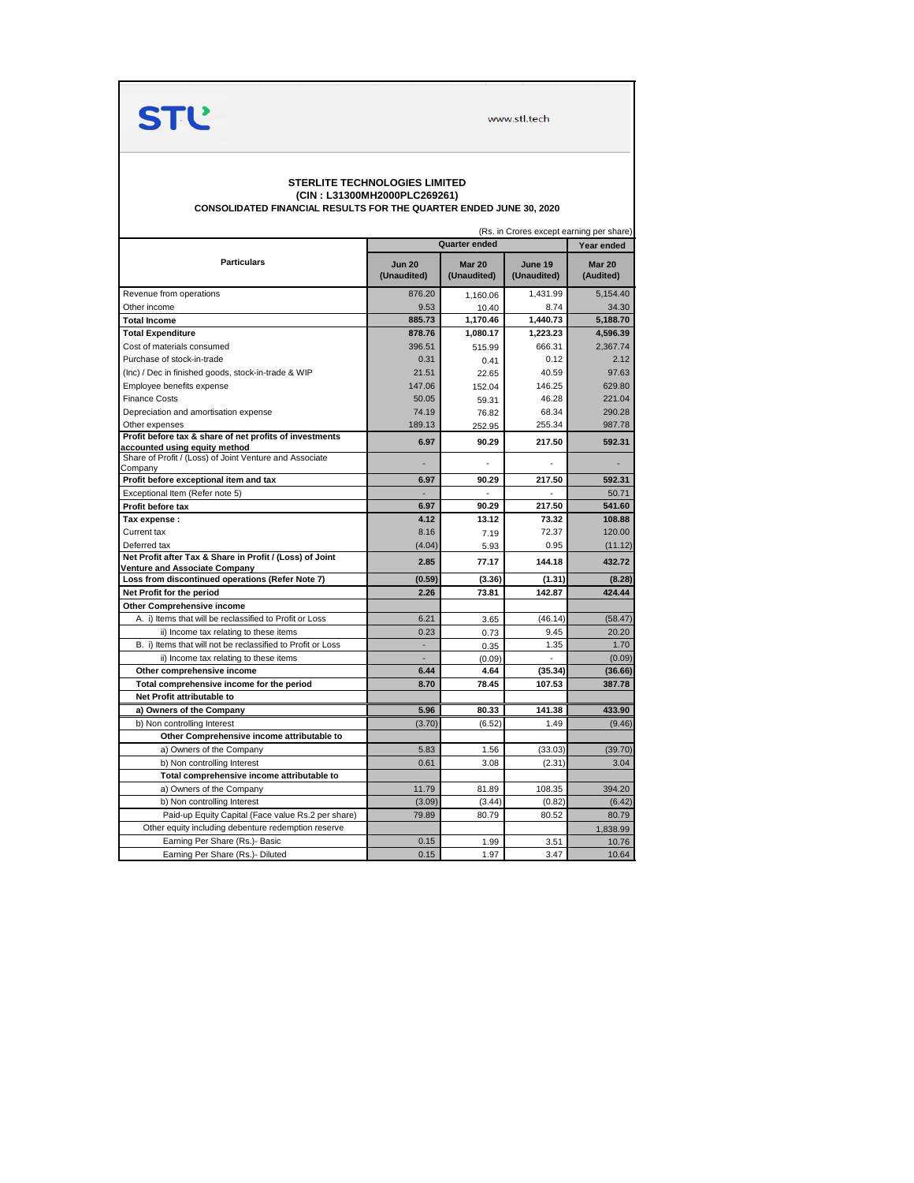STL

www.stl.tech

# STERLITE TECHNOLOGIES LIMITED

**(CIN : L31300MH2000PLC269261)**

**CONSOLIDATED FINANCIAL RESULTS FOR THE QUARTER ENDED JUNE 30, 2020**

(Rs. in Crores except earning per share)

| Particulars | Quarter ended | | | Year ended |
|---|---|---|---|---|
| | **Jun 20 (Unaudited)** | **Mar 20 (Unaudited)** | **June 19 (Unaudited)** | **Mar 20 (Audited)** |
| Revenue from operations | 876.20 | 1,160.06 | 1,431.99 | 5,154.40 |
| Other income | 9.53 | 10.40 | 8.74 | 34.30 |
| **Total Income** | **885.73** | **1,170.46** | **1,440.73** | **5,188.70** |
| **Total Expenditure** | **878.76** | **1,080.17** | **1,223.23** | **4,596.39** |
| Cost of materials consumed | 396.51 | 515.99 | 666.31 | 2,367.74 |
| Purchase of stock-in-trade | 0.31 | 0.41 | 0.12 | 2.12 |
| (Inc) / Dec in finished goods, stock-in-trade & WIP | 21.51 | 22.65 | 40.59 | 97.63 |
| Employee benefits expense | 147.06 | 152.04 | 146.25 | 629.80 |
| Finance Costs | 50.05 | 59.31 | 46.28 | 221.04 |
| Depreciation and amortisation expense | 74.19 | 76.82 | 68.34 | 290.28 |
| Other expenses | 189.13 | 252.95 | 255.34 | 987.78 |
| **Profit before tax & share of net profits of investments accounted using equity method** | **6.97** | **90.29** | **217.50** | **592.31** |
| Share of Profit / (Loss) of Joint Venture and Associate Company | - | - | - | - |
| **Profit before exceptional item and tax** | **6.97** | **90.29** | **217.50** | **592.31** |
| Exceptional Item (Refer note 5) | - | - | - | 50.71 |
| **Profit before tax** | **6.97** | **90.29** | **217.50** | **541.60** |
| **Tax expense :** | **4.12** | **13.12** | **73.32** | **108.88** |
| Current tax | 8.16 | 7.19 | 72.37 | 120.00 |
| Deferred tax | (4.04) | 5.93 | 0.95 | (11.12) |
| **Net Profit after Tax & Share in Profit / (Loss) of Joint Venture and Associate Company** | **2.85** | **77.17** | **144.18** | **432.72** |
| **Loss from discontinued operations (Refer Note 7)** | **(0.59)** | **(3.36)** | **(1.31)** | **(8.28)** |
| **Net Profit for the period** | **2.26** | **73.81** | **142.87** | **424.44** |
| **Other Comprehensive income** | | | | |
| A. i) Items that will be reclassified to Profit or Loss | 6.21 | 3.65 | (46.14) | (58.47) |
| ii) Income tax relating to these items | 0.23 | 0.73 | 9.45 | 20.20 |
| B. i) Items that will not be reclassified to Profit or Loss | - | 0.35 | 1.35 | 1.70 |
| ii) Income tax relating to these items | - | (0.09) | - | (0.09) |
| **Other comprehensive income** | **6.44** | **4.64** | **(35.34)** | **(36.66)** |
| **Total comprehensive income for the period** | **8.70** | **78.45** | **107.53** | **387.78** |
| **Net Profit attributable to** | | | | |
| **a) Owners of the Company** | **5.96** | **80.33** | **141.38** | **433.90** |
| b) Non controlling Interest | (3.70) | (6.52) | 1.49 | (9.46) |
| **Other Comprehensive income attributable to** | | | | |
| a) Owners of the Company | 5.83 | 1.56 | (33.03) | (39.70) |
| b) Non controlling Interest | 0.61 | 3.08 | (2.31) | 3.04 |
| **Total comprehensive income attributable to** | | | | |
| a) Owners of the Company | 11.79 | 81.89 | 108.35 | 394.20 |
| b) Non controlling Interest | (3.09) | (3.44) | (0.82) | (6.42) |
| Paid-up Equity Capital (Face value Rs.2 per share) | 79.89 | 80.79 | 80.52 | 80.79 |
| Other equity including debenture redemption reserve | | | | 1,838.99 |
| Earning Per Share (Rs.)- Basic | 0.15 | 1.99 | 3.51 | 10.76 |
| Earning Per Share (Rs.)- Diluted | 0.15 | 1.97 | 3.47 | 10.64 |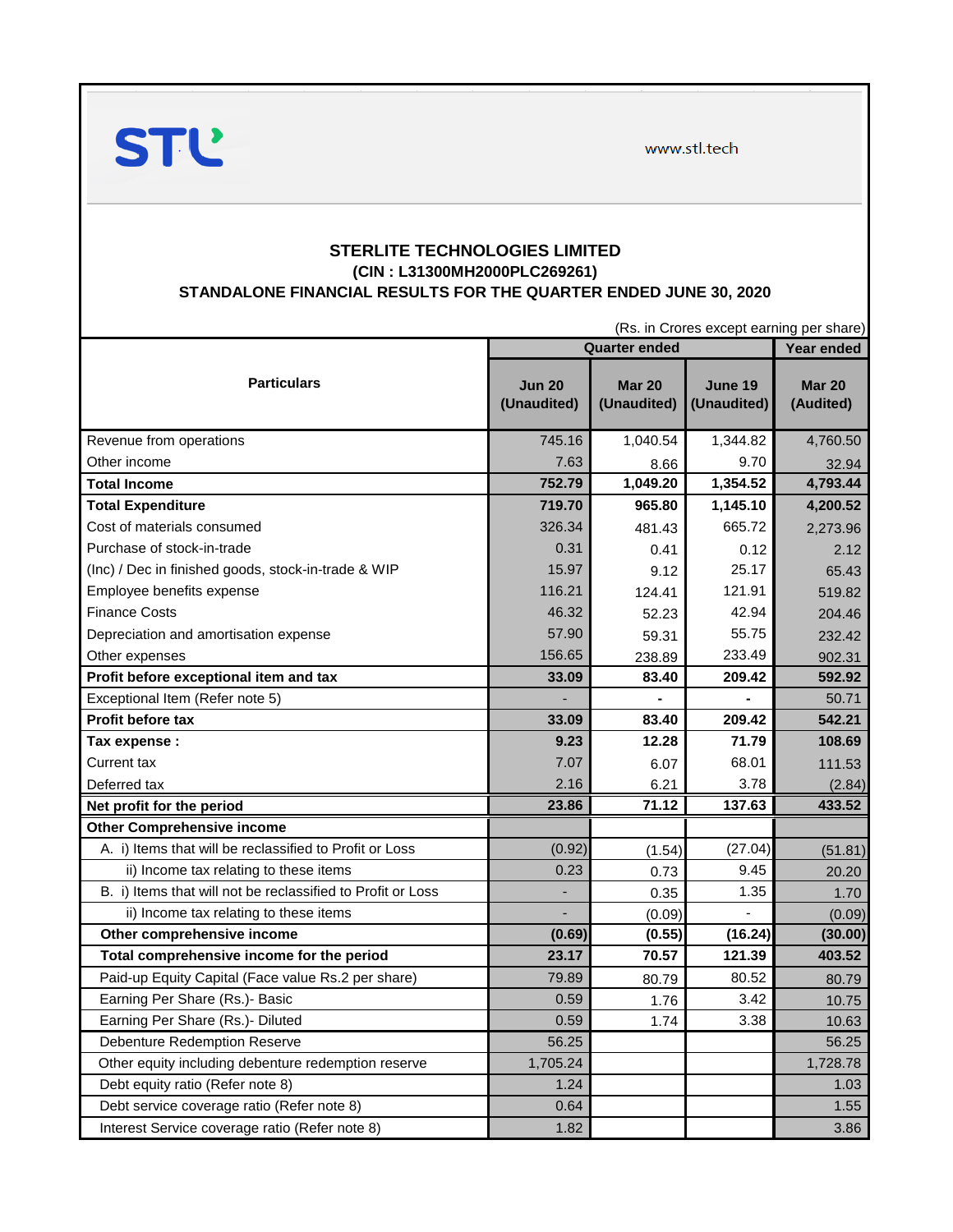STL

www.stl.tech

# STERLITE TECHNOLOGIES LIMITED

## (CIN : L31300MH2000PLC269261)

## STANDALONE FINANCIAL RESULTS FOR THE QUARTER ENDED JUNE 30, 2020

(Rs. in Crores except earning per share)

| Particulars | Quarter ended | | | Year ended |
|---|---|---|---|---|
| | Jun 20 (Unaudited) | Mar 20 (Unaudited) | June 19 (Unaudited) | Mar 20 (Audited) |
| Revenue from operations | 745.16 | 1,040.54 | 1,344.82 | 4,760.50 |
| Other income | 7.63 | 8.66 | 9.70 | 32.94 |
| **Total Income** | **752.79** | **1,049.20** | **1,354.52** | **4,793.44** |
| **Total Expenditure** | **719.70** | **965.80** | **1,145.10** | **4,200.52** |
| Cost of materials consumed | 326.34 | 481.43 | 665.72 | 2,273.96 |
| Purchase of stock-in-trade | 0.31 | 0.41 | 0.12 | 2.12 |
| (Inc) / Dec in finished goods, stock-in-trade & WIP | 15.97 | 9.12 | 25.17 | 65.43 |
| Employee benefits expense | 116.21 | 124.41 | 121.91 | 519.82 |
| Finance Costs | 46.32 | 52.23 | 42.94 | 204.46 |
| Depreciation and amortisation expense | 57.90 | 59.31 | 55.75 | 232.42 |
| Other expenses | 156.65 | 238.89 | 233.49 | 902.31 |
| **Profit before exceptional item and tax** | **33.09** | **83.40** | **209.42** | **592.92** |
| Exceptional Item (Refer note 5) | - | - | - | 50.71 |
| **Profit before tax** | **33.09** | **83.40** | **209.42** | **542.21** |
| **Tax expense :** | **9.23** | **12.28** | **71.79** | **108.69** |
| Current tax | 7.07 | 6.07 | 68.01 | 111.53 |
| Deferred tax | 2.16 | 6.21 | 3.78 | (2.84) |
| **Net profit for the period** | **23.86** | **71.12** | **137.63** | **433.52** |
| **Other Comprehensive income** | | | | |
| A. i) Items that will be reclassified to Profit or Loss | (0.92) | (1.54) | (27.04) | (51.81) |
| ii) Income tax relating to these items | 0.23 | 0.73 | 9.45 | 20.20 |
| B. i) Items that will not be reclassified to Profit or Loss | - | 0.35 | 1.35 | 1.70 |
| ii) Income tax relating to these items | - | (0.09) | - | (0.09) |
| **Other comprehensive income** | **(0.69)** | **(0.55)** | **(16.24)** | **(30.00)** |
| **Total comprehensive income for the period** | **23.17** | **70.57** | **121.39** | **403.52** |
| Paid-up Equity Capital (Face value Rs.2 per share) | 79.89 | 80.79 | 80.52 | 80.79 |
| Earning Per Share (Rs.)- Basic | 0.59 | 1.76 | 3.42 | 10.75 |
| Earning Per Share (Rs.)- Diluted | 0.59 | 1.74 | 3.38 | 10.63 |
| Debenture Redemption Reserve | 56.25 | | | 56.25 |
| Other equity including debenture redemption reserve | 1,705.24 | | | 1,728.78 |
| Debt equity ratio (Refer note 8) | 1.24 | | | 1.03 |
| Debt service coverage ratio (Refer note 8) | 0.64 | | | 1.55 |
| Interest Service coverage ratio (Refer note 8) | 1.82 | | | 3.86 |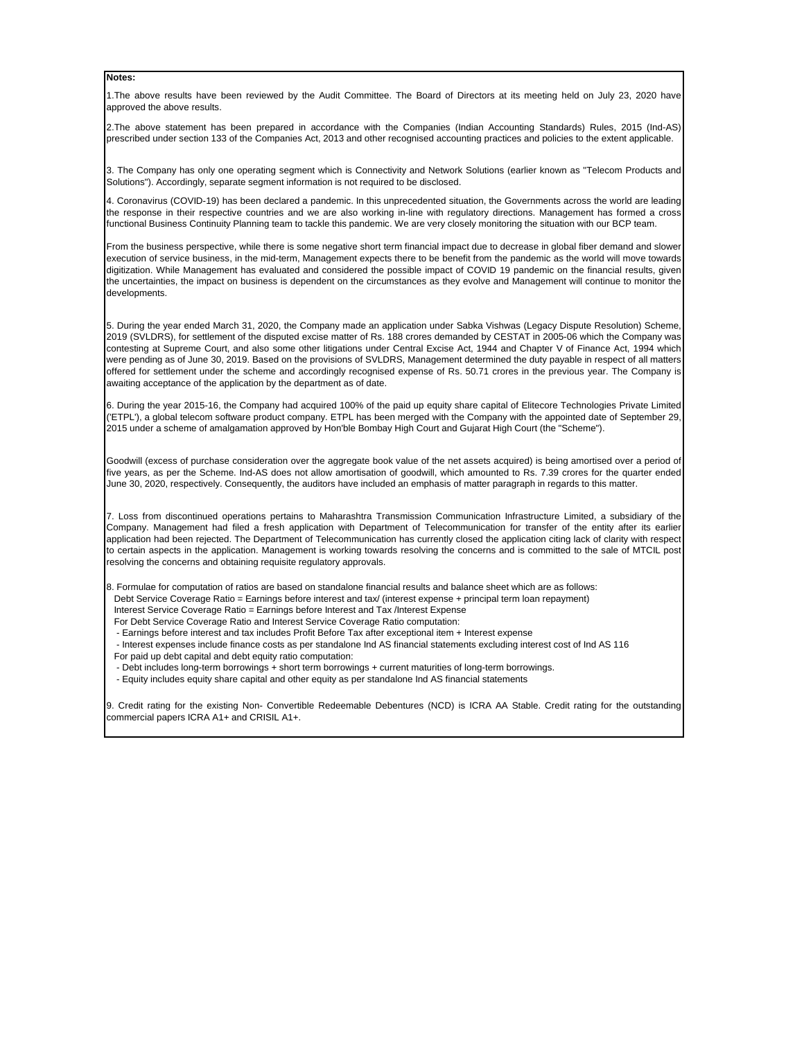**Notes:**

1.The above results have been reviewed by the Audit Committee. The Board of Directors at its meeting held on July 23, 2020 have approved the above results.

2.The above statement has been prepared in accordance with the Companies (Indian Accounting Standards) Rules, 2015 (Ind-AS) prescribed under section 133 of the Companies Act, 2013 and other recognised accounting practices and policies to the extent applicable.

3. The Company has only one operating segment which is Connectivity and Network Solutions (earlier known as "Telecom Products and Solutions"). Accordingly, separate segment information is not required to be disclosed.

4. Coronavirus (COVID-19) has been declared a pandemic. In this unprecedented situation, the Governments across the world are leading the response in their respective countries and we are also working in-line with regulatory directions. Management has formed a cross functional Business Continuity Planning team to tackle this pandemic. We are very closely monitoring the situation with our BCP team.

From the business perspective, while there is some negative short term financial impact due to decrease in global fiber demand and slower execution of service business, in the mid-term, Management expects there to be benefit from the pandemic as the world will move towards digitization. While Management has evaluated and considered the possible impact of COVID 19 pandemic on the financial results, given the uncertainties, the impact on business is dependent on the circumstances as they evolve and Management will continue to monitor the developments.

5. During the year ended March 31, 2020, the Company made an application under Sabka Vishwas (Legacy Dispute Resolution) Scheme, 2019 (SVLDRS), for settlement of the disputed excise matter of Rs. 188 crores demanded by CESTAT in 2005-06 which the Company was contesting at Supreme Court, and also some other litigations under Central Excise Act, 1944 and Chapter V of Finance Act, 1994 which were pending as of June 30, 2019. Based on the provisions of SVLDRS, Management determined the duty payable in respect of all matters offered for settlement under the scheme and accordingly recognised expense of Rs. 50.71 crores in the previous year. The Company is awaiting acceptance of the application by the department as of date.

6. During the year 2015-16, the Company had acquired 100% of the paid up equity share capital of Elitecore Technologies Private Limited ('ETPL'), a global telecom software product company. ETPL has been merged with the Company with the appointed date of September 29, 2015 under a scheme of amalgamation approved by Hon'ble Bombay High Court and Gujarat High Court (the "Scheme").

Goodwill (excess of purchase consideration over the aggregate book value of the net assets acquired) is being amortised over a period of five years, as per the Scheme. Ind-AS does not allow amortisation of goodwill, which amounted to Rs. 7.39 crores for the quarter ended June 30, 2020, respectively. Consequently, the auditors have included an emphasis of matter paragraph in regards to this matter.

7. Loss from discontinued operations pertains to Maharashtra Transmission Communication Infrastructure Limited, a subsidiary of the Company. Management had filed a fresh application with Department of Telecommunication for transfer of the entity after its earlier application had been rejected. The Department of Telecommunication has currently closed the application citing lack of clarity with respect to certain aspects in the application. Management is working towards resolving the concerns and is committed to the sale of MTCIL post resolving the concerns and obtaining requisite regulatory approvals.

8. Formulae for computation of ratios are based on standalone financial results and balance sheet which are as follows:
Debt Service Coverage Ratio = Earnings before interest and tax/ (interest expense + principal term loan repayment)
Interest Service Coverage Ratio = Earnings before Interest and Tax /Interest Expense
For Debt Service Coverage Ratio and Interest Service Coverage Ratio computation:
- Earnings before interest and tax includes Profit Before Tax after exceptional item + Interest expense
- Interest expenses include finance costs as per standalone Ind AS financial statements excluding interest cost of Ind AS 116

For paid up debt capital and debt equity ratio computation:
- Debt includes long-term borrowings + short term borrowings + current maturities of long-term borrowings.
- Equity includes equity share capital and other equity as per standalone Ind AS financial statements

9. Credit rating for the existing Non- Convertible Redeemable Debentures (NCD) is ICRA AA Stable. Credit rating for the outstanding commercial papers ICRA A1+ and CRISIL A1+.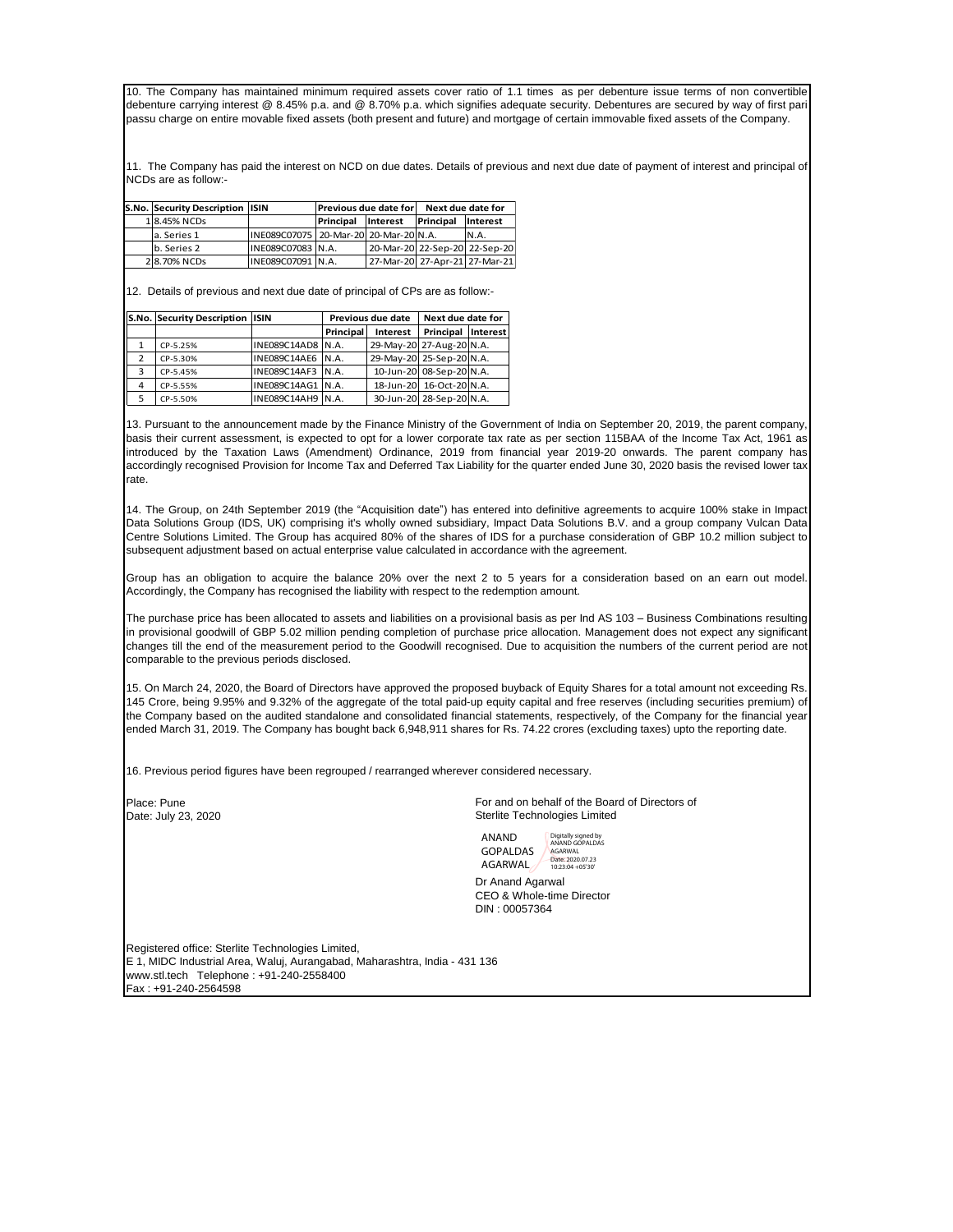10. The Company has maintained minimum required assets cover ratio of 1.1 times as per debenture issue terms of non convertible debenture carrying interest @ 8.45% p.a. and @ 8.70% p.a. which signifies adequate security. Debentures are secured by way of first pari passu charge on entire movable fixed assets (both present and future) and mortgage of certain immovable fixed assets of the Company.

11. The Company has paid the interest on NCD on due dates. Details of previous and next due date of payment of interest and principal of NCDs are as follow:-

| S.No. | Security Description | ISIN | Previous due date for | | Next due date for | |
|---|---|---|---|---|---|---|
| | | | Principal | Interest | Principal | Interest |
| 1 | 8.45% NCDs | | | | | |
| | a. Series 1 | INE089C07075 | 20-Mar-20 | 20-Mar-20 | N.A. | N.A. |
| | b. Series 2 | INE089C07083 | N.A. | 20-Mar-20 | 22-Sep-20 | 22-Sep-20 |
| 2 | 8.70% NCDs | INE089C07091 | N.A. | 27-Mar-20 | 27-Apr-21 | 27-Mar-21 |

12. Details of previous and next due date of principal of CPs are as follow:-

| S.No. | Security Description | ISIN | Previous due date | | Next due date for | |
|---|---|---|---|---|---|---|
| | | | Principal | Interest | Principal | Interest |
| 1 | CP-5.25% | INE089C14AD8 | N.A. | 29-May-20 | 27-Aug-20 | N.A. |
| 2 | CP-5.30% | INE089C14AE6 | N.A. | 29-May-20 | 25-Sep-20 | N.A. |
| 3 | CP-5.45% | INE089C14AF3 | N.A. | 10-Jun-20 | 08-Sep-20 | N.A. |
| 4 | CP-5.55% | INE089C14AG1 | N.A. | 18-Jun-20 | 16-Oct-20 | N.A. |
| 5 | CP-5.50% | INE089C14AH9 | N.A. | 30-Jun-20 | 28-Sep-20 | N.A. |

13. Pursuant to the announcement made by the Finance Ministry of the Government of India on September 20, 2019, the parent company, basis their current assessment, is expected to opt for a lower corporate tax rate as per section 115BAA of the Income Tax Act, 1961 as introduced by the Taxation Laws (Amendment) Ordinance, 2019 from financial year 2019-20 onwards. The parent company has accordingly recognised Provision for Income Tax and Deferred Tax Liability for the quarter ended June 30, 2020 basis the revised lower tax rate.

14. The Group, on 24th September 2019 (the "Acquisition date") has entered into definitive agreements to acquire 100% stake in Impact Data Solutions Group (IDS, UK) comprising it's wholly owned subsidiary, Impact Data Solutions B.V. and a group company Vulcan Data Centre Solutions Limited. The Group has acquired 80% of the shares of IDS for a purchase consideration of GBP 10.2 million subject to subsequent adjustment based on actual enterprise value calculated in accordance with the agreement.

Group has an obligation to acquire the balance 20% over the next 2 to 5 years for a consideration based on an earn out model. Accordingly, the Company has recognised the liability with respect to the redemption amount.

The purchase price has been allocated to assets and liabilities on a provisional basis as per Ind AS 103 – Business Combinations resulting in provisional goodwill of GBP 5.02 million pending completion of purchase price allocation. Management does not expect any significant changes till the end of the measurement period to the Goodwill recognised. Due to acquisition the numbers of the current period are not comparable to the previous periods disclosed.

15. On March 24, 2020, the Board of Directors have approved the proposed buyback of Equity Shares for a total amount not exceeding Rs. 145 Crore, being 9.95% and 9.32% of the aggregate of the total paid-up equity capital and free reserves (including securities premium) of the Company based on the audited standalone and consolidated financial statements, respectively, of the Company for the financial year ended March 31, 2019. The Company has bought back 6,948,911 shares for Rs. 74.22 crores (excluding taxes) upto the reporting date.

16. Previous period figures have been regrouped / rearranged wherever considered necessary.

Place: Pune
Date: July 23, 2020

For and on behalf of the Board of Directors of
Sterlite Technologies Limited

ANAND GOPALDAS AGARWAL
Digitally signed by ANAND GOPALDAS AGARWAL
Date: 2020.07.23 10:23:04 +05'30'

Dr Anand Agarwal
CEO & Whole-time Director
DIN : 00057364

Registered office: Sterlite Technologies Limited,
E 1, MIDC Industrial Area, Waluj, Aurangabad, Maharashtra, India - 431 136
www.stl.tech Telephone : +91-240-2558400
Fax : +91-240-2564598